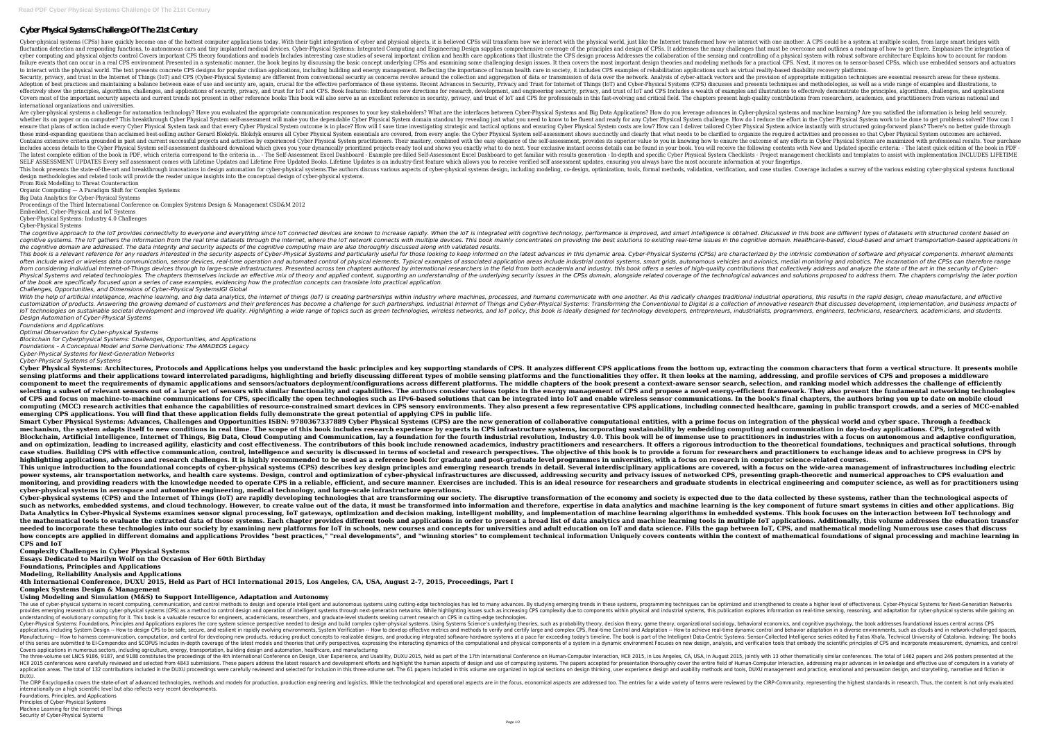# Cyber Physical Systems Challenge Of The 21st Century

Cyber-physical systems (CPSs) have quickly become one of the hottest computer applications today. With their tight integration of cyber and physical objects, it is believed CPSs will transform how we interact with the physical world, just like the Internet transformed how we interact with one another. A CPS could be a system at multiple scales, from large smart bridges with fluctuation detection and responding functions, to autonomous cars and tiny implanted medical devices. Cyber-Physical Systems: Integrated Computing and Engineering Design supplies comprehensive coverage of the principles and design of CPSs. It addresses the many challenges that must be overcome and outlines a roadmap of how to get there. Emphasizes the integration of cyber computing and physical objects control Covers important CPS theory foundations and models Includes interesting case studies of several important civilian and health care applications that illustrate the CPS design process Addresses the collaboration of the sensing and controlling of a physical system with robust software architecture Explains how to account for random failure events that can occur in a real CPS environment Presented in a systematic manner, the book begins by discussing the basic concept underlying CPSs and examining some challenging design issues. It then covers the most important design theories and modeling methods for a practical CPS. Next, it moves on to sensor-based CPSs, which use embedded sensors and actuators to interact with the physical world. The text presents concrete CPS designs for popular civilian applications, including building and energy management. Reflecting the importance of human health care in society, it includes CPS examples of rehabilitation applications such as virtual reality-based disability recovery platforms.

Security, privacy, and trust in the Internet of Things (IoT) and CPS (Cyber-Physical Systems) are different from conventional security as concerns revolve around the collection and aggregation of data or transmission of data over the network. Analysis of cyber-attack vectors and the provision of appropriate mitigation techniques are essential research areas for these systems. Adoption of best practices and maintaining a balance between ease of use and security are, again, crucial for the effective performance of these systems. Recent Advances in Security, Privacy and Trust for Internet of Things (IoT) and Cyber-Physical Systems (CPS) discusses and presents techniques and methodologies, as well as a wide range of examples and illustrations, to effectively show the principles, algorithms, challenges, and applications of security, privacy, and trust for IoT and CPS. Book features: Introduces new directions for research, development, and engineering security, privacy, and trust of IoT and CPS Includes a wealth of examples and illustrations to effectively demonstrate the principles, algorithms, challenges, and applications Covers most of the important security aspects and current trends not present in other reference books This book will also serve as an excellent reference in security, privacy, and trust of IoT and CPS for professionals in this fast-evolving and critical field. The chapters present high-quality contributions from researchers, academics, and practitioners from various national and international organizations and universities.

Are cyber-physical systems a challenge for automation technology? Have you evaluated the appropriate communication responses to your key stakeholders? What are the interfaces between Cyber-Physical Systems and Big Data Applications? How do you leverage advances in Cyber-physical systems and machine learning? Are you satisfied the information is being held securely, whether its on paper or on computer? This breakthrough Cyber Physical System self-assessment will make you the dependable Cyber Physical System domain standout by revealing just what you need to know to be fluent and ready for any Cyber Physical System challenge. How do I reduce the effort in the Cyber Physical System work to be done to get problems solved? How can I ensure that plans of action include every Cyber Physical System task and that every Cyber Physical System outcome is in place? How will I save time investigating strategic and tactical options and ensuring Cyber Physical System costs are low? How can I deliver tailored Cyber Physical System advice instantly with structured going-forward plans? There's no better guide through these mind-expanding questions than acclaimed best-selling author Gerard Blokdyk. Blokdyk ensures all Cyber Physical System essentials are covered, from every angle: the Cyber Physical System self-assessment shows succinctly and clearly that what needs to be clarified to organize the required activities and processes so that Cyber Physical System outcomes are achieved. Contains extensive criteria grounded in past and current successful projects and activities by experienced Cyber Physical System practitioners. Their mastery, combined with the easy elegance of the self-assessment, provides its superior value to you in knowing how to ensure the outcome of any efforts in Cyber Physical System are maximized with professional results. Your purchase includes access details to the Cyber Physical System self-assessment dashboard download which gives you your dynamically prioritized projects-ready tool and shows you exactly what to do next. Your exclusive instant access details can be found in your book. You will receive the following contents with New and Updated specific criteria: - The latest quick edition of the book in PDF - The latest complete edition of the book in PDF, which criteria correspond to the criteria in... - The Self-Assessment Excel Dashboard - Example pre-filled Self-Assessment Excel Dashboard to get familiar with results generation - In-depth and specific Cyber Physical System Checklists - Project management checklists and templates to assist with implementation INCLUDES LIFETIME SELF ASSESSMENT UPDATES Every self assessment comes with Lifetime Updates and Lifetime Free Updated Books. Lifetime Updates is an industry-first feature which allows you to receive verified self assessment updates, ensuring you always have the most accurate information at your fingertips.

This book presents the state-of-the-art and breakthrough innovations in design automation for cyber-physical systems.The authors discuss various aspects of cyber-physical systems design, including modeling, co-design, optimization, tools, formal methods, validation, verification, and case studies. Coverage includes a survey of the various existing cyber-physical systems functional design methodologies and related tools will provide the reader unique insights into the conceptual design of cyber-physical systems.

From Risk Modelling to Threat Counteraction

Organic Computing — A Paradigm Shift for Complex Systems

Big Data Analytics for Cyber-Physical Systems

Proceedings of the Third International Conference on Complex Systems Design & Management CSD&M 2012

Embedded, Cyber-Physical, and IoT Systems

Cyber-Physical Systems: Industry 4.0 Challenges

Cyber-Physical Systems

*The cognitive approach to the IoT provides connectivity to everyone and everything since IoT connected devices are known to increase rapidly. When the IoT is integrated with cognitive technology, performance is improved, and smart intelligence is obtained. Discussed in this book are different types of datasets with structured content based on cognitive systems. The IoT gathers the information from the real time datasets through the internet, where the IoT network connects with multiple devices. This book mainly concentrates on providing the best solutions to existing real-time issues in the cognitive domain. Healthcare-based, cloud-based and smart transportation-based applications in the cognitive domain are addressed. The data integrity and security aspects of the cognitive computing main are also thoroughly discussed along with validated results.*

*This book is a relevant reference for any readers interested in the security aspects of Cyber-Physical Systems and particularly useful for those looking to keep informed on the latest advances in this dynamic area. Cyber-Physical Systems (CPSs) are characterized by the intrinsic combination of software and physical components. Inherent elements often include wired or wireless data communication, sensor devices, real-time operation and automated control of physical elements. Typical examples of associated application areas include industrial control systems, smart grids, autonomous vehicles and avionics, medial monitoring and robotics. The incarnation of the CPSs can therefore range from considering individual Internet-of-Things devices through to large-scale infrastructures. Presented across ten chapters authored by international researchers in the field from both academia and industry, this book offers a series of high-quality contributions that collectively address and analyze the state of the art in the security of Cyber-Physical Systems and related technologies. The chapters themselves include an effective mix of theory and applied content, supporting an understanding of the underlying security issues in the CPSs domain, alongside related coverage of the technological advances and solutions proposed to address them. The chapters comprising the later portion of the book are specifically focused upon a series of case examples, evidencing how the protection concepts can translate into practical application.*

*Challenges, Opportunities, and Dimensions of Cyber-Physical SystemsIGI Global*

*With the help of artificial intelligence, machine learning, and big data analytics, the internet of things (IoT) is creating partnerships within industry where machines, processes, and humans communicate with one another. As this radically changes traditional industrial operations, this results in the rapid design, cheap manufacture, and effective customization of products. Answering the growing demand of customers and their preferences has become a challenge for such partnerships. Industrial Internet of Things and Cyber-Physical Systems: Transforming the Conventional to Digital is a collection of innovative research that discusses development, implementation, and business impacts of IoT technologies on sustainable societal development and improved life quality. Highlighting a wide range of topics such as green technologies, wireless networks, and IoT policy, this book is ideally designed for technology developers, entrepreneurs, industrialists, programmers, engineers, technicians, researchers, academicians, and students.*

*Design Automation of Cyber-Physical Systems*

*Foundations and Applications*

*Optimal Observation for Cyber-physical Systems*

*Blockchain for Cyberphysical Systems: Challenges, Opportunities, and Applications*

*Foundations – A Conceptual Model and Some Derivations: The AMADEOS Legacy*

*Cyber-Physical Systems for Next-Generation Networks*

*Cyber-Physical Systems of Systems*

**Cyber Physical Systems: Architectures, Protocols and Applications helps you understand the basic principles and key supporting standards of CPS. It analyzes different CPS applications from the bottom up, extracting the common characters that form a vertical structure. It presents mobile sensing platforms and their applications toward interrelated paradigms, highlighting and briefly discussing different types of mobile sensing platforms and the functionalities they offer. It then looks at the naming, addressing, and profile services of CPS and proposes a middleware component to meet the requirements of dynamic applications and sensors/actuators deployment/configurations across different platforms. The middle chapters of the book present a context-aware sensor search, selection, and ranking model which addresses the challenge of efficiently selecting a subset of relevant sensors out of a large set of sensors with similar functionality and capabilities. The authors consider various topics in the energy management of CPS and propose a novel energy-efficient framework. They also present the fundamental networking technologies of CPS and focus on machine-to-machine communications for CPS, specifically the open technologies such as IPv6-based solutions that can be integrated into IoT and enable wireless sensor communications. In the book's final chapters, the authors bring you up to date on mobile cloud computing (MCC) research activities that enhance the capabilities of resource-constrained smart devices in CPS sensory environments. They also present a few representative CPS applications, including connected healthcare, gaming in public transport crowds, and a series of MCC-enabled emerging CPS applications. You will find that these application fields fully demonstrate the great potential of applying CPS in public life.**

**Smart Cyber Physical Systems: Advances, Challenges and Opportunities ISBN: 9780367337889 Cyber Physical Systems (CPS) are the new generation of collaborative computational entities, with a prime focus on integration of the physical world and cyber space. Through a feedback mechanism, the system adapts itself to new conditions in real time. The scope of this book includes research experience by experts in CPS infrastructure systems, incorporating sustainability by embedding computing and communication in day-to-day applications. CPS, integrated with Blockchain, Artificial Intelligence, Internet of Things, Big Data, Cloud Computing and Communication, lay a foundation for the fourth industrial revolution, Industry 4.0. This book will be of immense use to practitioners in industries with a focus on autonomous and adaptive configuration, and on optimization, leading to increased agility, elasticity and cost effectiveness. The contributors of this book include renowned academics, industry practitioners and researchers. It offers a rigorous introduction to the theoretical foundations, techniques and practical solutions, through case studies. Building CPS with effective communication, control, intelligence and security is discussed in terms of societal and research perspectives. The objective of this book is to provide a forum for researchers and practitioners to exchange ideas and to achieve progress in CPS by highlighting applications, advances and research challenges. It is highly recommended to be used as a reference book for graduate and post-graduate level programmes in universities, with a focus on research in computer science-related courses.**

**This unique introduction to the foundational concepts of cyber-physical systems (CPS) describes key design principles and emerging research trends in detail. Several interdisciplinary applications are covered, with a focus on the wide-area management of infrastructures including electric power systems, air transportation networks, and health care systems. Design, control and optimization of cyber-physical infrastructures are discussed, addressing security and privacy issues of networked CPS, presenting graph-theoretic and numerical approaches to CPS evaluation and monitoring, and providing readers with the knowledge needed to operate CPS in a reliable, efficient, and secure manner. Exercises are included. This is an ideal resource for researchers and graduate students in electrical engineering and computer science, as well as for practitioners using cyber-physical systems in aerospace and automotive engineering, medical technology, and large-scale infrastructure operations.**

**Cyber-physical systems (CPS) and the Internet of Things (IoT) are rapidly developing technologies that are transforming our society. The disruptive transformation of the economy and society is expected due to the data collected by these systems, rather than the technological aspects of such as networks, embedded systems, and cloud technology. However, to create value out of the data, it must be transformed into information and therefore, expertise in data analytics and machine learning is the key component of future smart systems in cities and other applications. Big Data Analytics in Cyber-Physical Systems examines sensor signal processing, IoT gateways, optimization and decision making, intelligent mobility, and implementation of machine learning algorithms in embedded systems. This book focuses on the interaction between IoT technology and the mathematical tools to evaluate the extracted data of those systems. Each chapter provides different tools and applications in order to present a broad list of data analytics and machine learning tools in multiple IoT applications. Additionally, this volume addresses the education transfer needed to incorporate these technologies into our society by examining new platforms for IoT in schools, new courses and concepts for universities and adult education on IoT and data science. Fills the gap between IoT, CPS, and mathematical modeling Numerous use cases that discuss how concepts are applied in different domains and applications Provides "best practices," "real developments", and "winning stories" to complement technical information Uniquely covers contents within the context of mathematical foundations of signal processing and machine learning in CPS and IoT**

**Complexity Challenges in Cyber Physical Systems**

**Essays Dedicated to Marilyn Wolf on the Occasion of Her 60th Birthday**

**Foundations, Principles and Applications**

**Modeling, Reliability Analysis and Applications**

**4th International Conference, DUXU 2015, Held as Part of HCI International 2015, Los Angeles, CA, USA, August 2-7, 2015, Proceedings, Part I**

**Complex Systems Design & Management**

**Using Modeling and Simulation (M&S) to Support Intelligence, Adaptation and Autonomy**

The use of cyber physical systems in recent computing, communication, and control methods to design and operate intelligent and autonomous systems using cutting-edge technologies has led to many advances. By studying emerging trends in these systems, programming techniques can be optimized and strengthened to create a higher level of effectiveness. Cyber-Physical Systems for Next-Generation Networks provides emerging research on using cyber-physical systems (CPS) as a method to control design and operation of intelligent systems through next-generation networks. While highlighting issues such as increasing CPS complexity due to components within physical and industrial systems, this publication explores information on real-time sensing, reasoning, and adaptation for cyber-physical systems while gaining an understanding of evolutionary computing for it. This book is a valuable resource for engineers, academicians, researchers, and graduate-level students seeking current research on CPS in cutting-edge technologies.

Cyber-Physical Systems: Foundations, Principles and Applications explores the core system science perspective needed to design and build complex cyber-physical systems. Using Systems Science's underlying theories, such as probability theory, decision theory, game theory, organizational sociology, behavioral economics, and cognitive psychology, the book addresses foundational issues central across CPS applications, including System Design -- How to design CPS to be safe, secure, and resilient in rapidly evolving environments, System Verification -- How to develop effective metrics and methods to verify and certify large and complex CPS, Real-time Control and Adaptation -- How to achieve real-time dynamic control and behavior adaptation in a diverse environments, such as clouds and in network-challenged spaces, Manufacturing -- How to harness communication, computation, and control for developing new products, reducing product concepts to realizable designs, and producing integrated software-hardware systems at a pace far exceeding today's timeline. The book is part of the Intelligent Data-Centric Systems: Sensor-Collected Intelligence series edited by Fatos Xhafa, Technical University of Catalonia. Indexing: The books of this series are submitted to EI-Compendex and SCOPUS Includes in-depth coverage of the latest models and theories that unify perspectives, expressing the interacting dynamics of the computational and physical components of a system in a dynamic environment Focuses on new design, analysis, and verification tools that embody the scientific principles of CPS and incorporate measurement, dynamics, and control Covers applications in numerous sectors, including agriculture, energy, transportation, building design and automation, healthcare, and manufacturing

The three-volume set LNCS 9186, 9187, and 9188 constitutes the proceedings of the 4th International Conference on Design, User Experience, and Usability, DUXU 2015, held as part of the 17th International Conference on Human-Computer Interaction, HCII 2015, in Los Angeles, CA, USA, in August 2015, jointly with 13 other thematically similar conferences. The total of 1462 papers and 246 posters presented at the HCII 2015 conferences were carefully reviewed and selected from 4843 submissions. These papers address the latest research and development efforts and highlight the human aspects of design and use of computing systems. The papers accepted for presentation thoroughly cover the entire field of Human-Computer Interaction, addressing major advances in knowledge and effective use of computers in a variety of application areas. The total of 132 contributions included in the DUXU proceedings were carefully reviewed and selected for inclusion in this three-volume set. The 61 papers included in this volume are organized in topical sections on design thinking, user experience design and usability methods and tools, DUXU management and practice, emotional and persuasion design, and storytelling, narrative and fiction in DUXU.

The CIRP Encyclopedia covers the state-of-art of advanced technologies, methods and models for production, production engineering and logistics. While the technological and operational aspects are in the focus, economical aspects are addressed too. The entries for a wide variety of terms were reviewed by the CIRP-Community, representing the highest standards in research. Thus, the content is not only evaluated internationally on a high scientific level but also reflects very recent developments.

Foundations, Principles, and Applications

Principles of Cyber-Physical Systems

Machine Learning for the Internet of Things

Security of Cyber-Physical Systems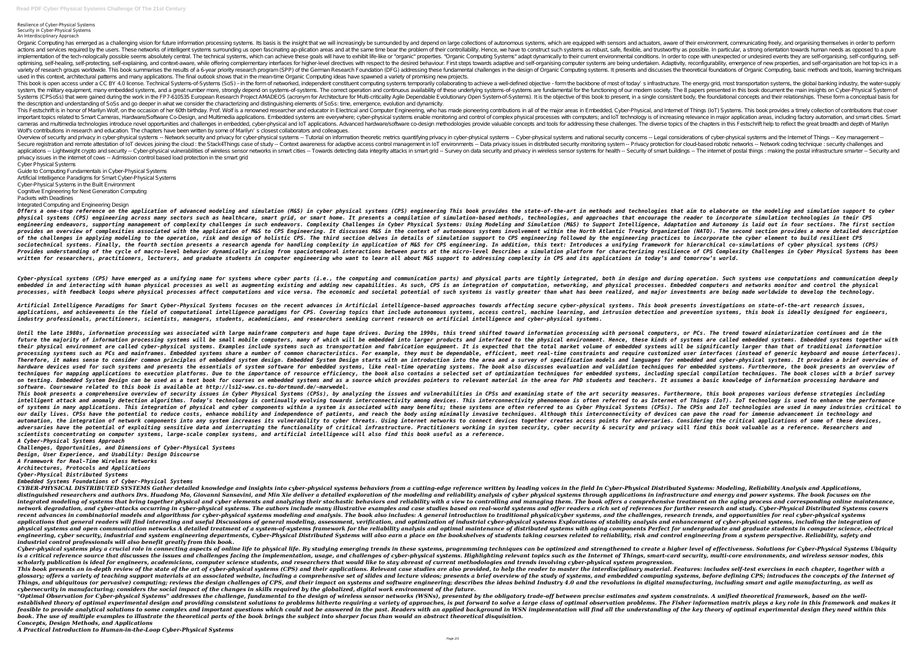Resilience of Cyber-Physical Systems
Security in Cyber-Physical Systems
An Interdisciplinary Approach

Organic Computing has emerged as a challenging vision for future information processing systems. Its basis is the insight that we will increasingly be surrounded by and depend on large collections of autonomous systems, which are equipped with sensors and actuators, aware of their environment, communicating freely, and organising themselves in order to perform actions and services required by the users. These networks of intelligent systems surrounding us open fascinating ap-plication areas and at the same time bear the problem of their controllability. Hence, we have to construct such systems as robust, safe, flexible, and trustworthy as possible. In particular, a strong orientation towards human needs as opposed to a pure implementation of the tech-nologically possible seems absolutely central. The technical systems, which can achieve these goals will have to exhibit life-like or "organic" properties. "Organic Computing Systems" adapt dynamically to their current environmental conditions. In order to cope with unexpected or undesired events they are self-organising, self-configuring, self-optimising, self-healing, self-protecting, self-explaining, and context-aware, while offering complementary interfaces for higher-level directives with respect to the desired behaviour. First steps towards adaptive and self-organising computer systems are being undertaken. Adaptivity, reconfigurability, emergence of new properties, and self-organisation are hot top-ics in a variety of research groups worldwide. This book summarises the results of a 6-year priority research program (SPP) of the German Research Foundation (DFG) addressing these fundamental challenges in the design of Organic Computing systems. It presents and discusses the theoretical foundations of Organic Computing, basic methods and tools, learning techniques used in this context, architectural patterns and many applications. The final outlook shows that in the mean-time Organic Computing ideas have spawned a variety of promising new projects.

This book is open access under a CC BY 4.0 license. Technical Systems-of-Systems (SoS) – in the form of networked, independent constituent computing systems temporarily collaborating to achieve a well-defined objective – form the backbone of most of today's infrastructure. The energy grid, most transportation systems, the global banking industry, the water-supply system, the military equipment, many embedded systems, and a great number more, strongly depend on systems-of-systems. The correct operation and continuous availability of these underlying systems-of-systems are fundamental for the functioning of our modern society. The 8 papers presented in this book document the main insights on Cyber-Physical System of Systems (CPSoSs) that were gained during the work in the FP7-610535 European Research Project AMADEOS (acronym for Architecture for Multi-criticality Agile Dependable Evolutionary Open System-of-Systems). It is the objective of this book to present, in a single consistent body, the foundational concepts and their relationships. These form a conceptual basis for the description and understanding of SoSs and go deeper in what we consider the characterizing and distinguishing elements of SoSs: time, emergence, evolution and dynamicity.

This Festschrift is in honor of Marilyn Wolf, on the occasion of her 60th birthday. Prof. Wolf is a renowned researcher and educator in Electrical and Computer Engineering, who has made pioneering contributions in all of the major areas in Embedded, Cyber-Physical, and Internet of Things (IoT) Systems. This book provides a timely collection of contributions that cover important topics related to Smart Cameras, Hardware/Software Co-Design, and Multimedia applications. Embedded systems are everywhere; cyber-physical systems enable monitoring and control of complex physical processes with computers; and IoT technology is of increasing relevance in major application areas, including factory automation, and smart cities. Smart cameras and multimedia technologies introduce novel opportunities and challenges in embedded, cyber-physical and IoT applications. Advanced hardware/software co-design methodologies provide valuable concepts and tools for addressing these challenges. The diverse topics of the chapters in this Festschrift help to reflect the great breadth and depth of Marilyn Wolf's contributions in research and education. The chapters have been written by some of Marilyn's closest collaborators and colleagues.

Overview of security and privacy in cyber-physical systems -- Network security and privacy for cyber-physical systems -- Tutorial on information theoretic metrics quantifying privacy in cyber-physical systems -- Cyber-physical systems and national security concerns -- Legal considerations of cyber-physical systems and the Internet of Things -- Key management -- Secure registration and remote attestation of IoT devices joining the cloud : the Stack4Things case of study -- Context awareness for adaptive access control management in IoT environments -- Data privacy issues in distributed security monitoring system -- Privacy protection for cloud-based robotic networks -- Network coding technique : security challenges and applications -- Lightweight crypto and security -- Cyber-physical vulnerabilities of wireless sensor networks in smart cities -- Towards detecting data integrity attacks in smart grid -- Survey on data security and privacy in wireless sensor systems for health -- Security of smart buildings -- The internet of postal things : making the postal infrastructure smarter -- Security and privacy issues in the internet of cows -- Admission control based load protection in the smart grid

Cyber Physical Systems
Guide to Computing Fundamentals in Cyber-Physical Systems
Artificial Intelligence Paradigms for Smart Cyber-Physical Systems
Cyber-Physical Systems in the Built Environment
Cognitive Engineering for Next Generation Computing
Packets with Deadlines
Integrated Computing and Engineering Design

*Offers a one-stop reference on the application of advanced modeling and simulation (M&S) in cyber physical systems (CPS) engineering This book provides the state-of-the-art in methods and technologies that aim to elaborate on the modeling and simulation support to cyber physical systems (CPS) engineering across many sectors such as healthcare, smart grid, or smart home. It presents a compilation of simulation-based methods, technologies, and approaches that encourage the reader to incorporate simulation technologies in their CPS engineering endeavors, supporting management of complexity challenges in such endeavors. Complexity Challenges in Cyber Physical Systems: Using Modeling and Simulation (M&S) to Support Intelligence, Adaptation and Autonomy is laid out in four sections. The first section provides an overview of complexities associated with the application of M&S to CPS Engineering. It discusses M&S in the context of autonomous systems involvement within the North Atlantic Treaty Organization (NATO). The second section provides a more detailed description of the challenges in applying modeling to the operation, risk and design of holistic CPS. The third section delves in details of simulation support to CPS engineering followed by the engineering practices to incorporate the cyber element to build resilient CPS sociotechnical systems. Finally, the fourth section presents a research agenda for handling complexity in application of M&S for CPS engineering. In addition, this text: Introduces a unifying framework for hierarchical co-simulations of cyber physical systems (CPS) Provides understanding of the cycle of macro-level behavior dynamically arising from spaciotemporal interactions between parts at the micro-level Describes a simulation platform for characterizing resilience of CPS Complexity Challenges in Cyber Physical Systems has been written for researchers, practitioners, lecturers, and graduate students in computer engineering who want to learn all about M&S support to addressing complexity in CPS and its applications in today's and tomorrow's world.*

*Cyber-physical systems (CPS) have emerged as a unifying name for systems where cyber parts (i.e., the computing and communication parts) and physical parts are tightly integrated, both in design and during operation. Such systems use computations and communication deeply embedded in and interacting with human physical processes as well as augmenting existing and adding new capabilities. As such, CPS is an integration of computation, networking, and physical processes. Embedded computers and networks monitor and control the physical processes, with feedback loops where physical processes affect computations and vice versa. The economic and societal potential of such systems is vastly greater than what has been realized, and major investments are being made worldwide to develop the technology.*

*Artificial Intelligence Paradigms for Smart Cyber-Physical Systems focuses on the recent advances in Artificial intelligence-based approaches towards affecting secure cyber-physical systems. This book presents investigations on state-of-the-art research issues, applications, and achievements in the field of computational intelligence paradigms for CPS. Covering topics that include autonomous systems, access control, machine learning, and intrusion detection and prevention systems, this book is ideally designed for engineers, industry professionals, practitioners, scientists, managers, students, academicians, and researchers seeking current research on artificial intelligence and cyber-physical systems.*

*Until the late 1980s, information processing was associated with large mainframe computers and huge tape drives. During the 1990s, this trend shifted toward information processing with personal computers, or PCs. The trend toward miniaturization continues and in the future the majority of information processing systems will be small mobile computers, many of which will be embedded into larger products and interfaced to the physical environment. Hence, these kinds of systems are called embedded systems. Embedded systems together with their physical environment are called cyber-physical systems. Examples include systems such as transportation and fabrication equipment. It is expected that the total market volume of embedded systems will be significantly larger than that of traditional information processing systems such as PCs and mainframes. Embedded systems share a number of common characteristics. For example, they must be dependable, efficient, meet real-time constraints and require customized user interfaces (instead of generic keyboard and mouse interfaces). Therefore, it makes sense to consider common principles of embedded system design. Embedded System Design starts with an introduction into the area and a survey of specification models and languages for embedded and cyber-physical systems. It provides a brief overview of hardware devices used for such systems and presents the essentials of system software for embedded systems, like real-time operating systems. The book also discusses evaluation and validation techniques for embedded systems. Furthermore, the book presents an overview of techniques for mapping applications to execution platforms. Due to the importance of resource efficiency, the book also contains a selected set of optimization techniques for embedded systems, including special compilation techniques. The book closes with a brief survey on testing. Embedded System Design can be used as a text book for courses on embedded systems and as a source which provides pointers to relevant material in the area for PhD students and teachers. It assumes a basic knowledge of information processing hardware and software. Courseware related to this book is available at http://ls12-www.cs.tu-dortmund.de/~marwedel.*

*This book presents a comprehensive overview of security issues in Cyber Physical Systems (CPSs), by analyzing the issues and vulnerabilities in CPSs and examining state of the art security measures. Furthermore, this book proposes various defense strategies including intelligent attack and anomaly detection algorithms. Today's technology is continually evolving towards interconnectivity among devices. This interconnectivity phenomenon is often referred to as Internet of Things (IoT). IoT technology is used to enhance the performance of systems in many applications. This integration of physical and cyber components within a system is associated with many benefits; these systems are often referred to as Cyber Physical Systems (CPSs). The CPSs and IoT technologies are used in many industries critical to our daily lives. CPSs have the potential to reduce costs, enhance mobility and independence of patients, and reach the body using minimally invasive techniques. Although this interconnectivity of devices can pave the road for immense advancement in technology and automation, the integration of network components into any system increases its vulnerability to cyber threats. Using internet networks to connect devices together creates access points for adversaries. Considering the critical applications of some of these devices, adversaries have the potential of exploiting sensitive data and interrupting the functionality of critical infrastructure. Practitioners working in system security, cyber security & security and privacy will find this book valuable as a reference. Researchers and scientists concentrating on computer systems, large-scale complex systems, and artificial intelligence will also find this book useful as a reference.*

*A Cyber-Physical Systems Approach*
*Challenges, Opportunities, and Dimensions of Cyber-Physical Systems*
*Design, User Experience, and Usability: Design Discourse*
*A Framework for Real-Time Wireless Networks*
*Architectures, Protocols and Applications*
*Cyber-Physical Distributed Systems*
*Embedded Systems Foundations of Cyber-Physical Systems*

*CYBER-PHYSICAL DISTRIBUTED SYSTEMS Gather detailed knowledge and insights into cyber-physical systems behaviors from a cutting-edge reference written by leading voices in the field In Cyber-Physical Distributed Systems: Modeling, Reliability Analysis and Applications, distinguished researchers and authors Drs. Huadong Mo, Giovanni Sansavini, and Min Xie deliver a detailed exploration of the modeling and reliability analysis of cyber physical systems through applications in infrastructure and energy and power systems. The book focuses on the integrated modeling of systems that bring together physical and cyber elements and analyzing their stochastic behaviors and reliability with a view to controlling and managing them. The book offers a comprehensive treatment on the aging process and corresponding online maintenance, network degradation, and cyber-attacks occurring in cyber-physical systems. The authors include many illustrative examples and case studies based on real-world systems and offer readers a rich set of references for further research and study. Cyber-Physical Distributed Systems covers recent advances in combinatorial models and algorithms for cyber-physical systems modeling and analysis. The book also includes: A general introduction to traditional physical/cyber systems, and the challenges, research trends, and opportunities for real cyber-physical systems applications that general readers will find interesting and useful Discussions of general modeling, assessment, verification, and optimization of industrial cyber-physical systems Explorations of stability analysis and enhancement of cyber-physical systems, including the integration of physical systems and open communication networks A detailed treatment of a system-of-systems framework for the reliability analysis and optimal maintenance of distributed systems with aging components Perfect for undergraduate and graduate students in computer science, electrical engineering, cyber security, industrial and system engineering departments, Cyber-Physical Distributed Systems will also earn a place on the bookshelves of students taking courses related to reliability, risk and control engineering from a system perspective. Reliability, safety and industrial control professionals will also benefit greatly from this book.*

*Cyber-physical systems play a crucial role in connecting aspects of online life to physical life. By studying emerging trends in these systems, programming techniques can be optimized and strengthened to create a higher level of effectiveness. Solutions for Cyber-Physical Systems Ubiquity is a critical reference source that discusses the issues and challenges facing the implementation, usage, and challenges of cyber-physical systems. Highlighting relevant topics such as the Internet of Things, smart-card security, multi-core environments, and wireless sensor nodes, this scholarly publication is ideal for engineers, academicians, computer science students, and researchers that would like to stay abreast of current methodologies and trends involving cyber-physical system progression.*

*This book presents an in-depth review of the state of the art of cyber-physical systems (CPS) and their applications. Relevant case studies are also provided, to help the reader to master the interdisciplinary material. Features: includes self-test exercises in each chapter, together with a glossary; offers a variety of teaching support materials at an associated website, including a comprehensive set of slides and lecture videos; presents a brief overview of the study of systems, and embedded computing systems, before defining CPS; introduces the concepts of the Internet of Things, and ubiquitous (or pervasive) computing; reviews the design challenges of CPS, and their impact on systems and software engineering; describes the ideas behind Industry 4.0 and the revolutions in digital manufacturing, including smart and agile manufacturing, as well as cybersecurity in manufacturing; considers the social impact of the changes in skills required by the globalized, digital work environment of the future.*

*"Optimal Observation for Cyber-physical Systems" addresses the challenge, fundamental to the design of wireless sensor networks (WSNs), presented by the obligatory trade-off between precise estimates and system constraints. A unified theoretical framework, based on the well-established theory of optimal experimental design and providing consistent solutions to problems hitherto requiring a variety of approaches, is put forward to solve a large class of optimal observation problems. The Fisher information matrix plays a key role in this framework and makes it feasible to provide analytical solutions to some complex and important questions which could not be answered in the past. Readers with an applied background in WSN implementation will find all the understanding of the key theory of optimal experimental design they need within this book. The use of multiple examples to illustrate the theoretical parts of the book brings the subject into sharper focus than would an abstract theoretical disquisition.*

*Concepts, Design Methods, and Applications*
*A Practical Introduction to Human-in-the-Loop Cyber-Physical Systems*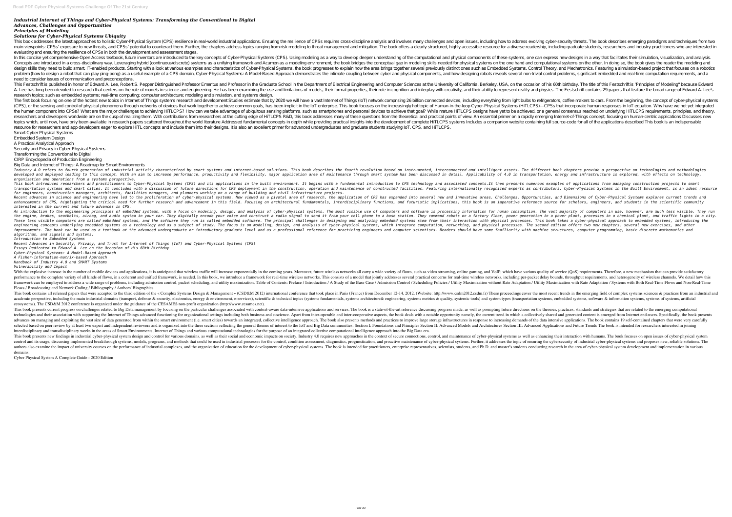*Industrial Internet of Things and Cyber-Physical Systems: Transforming the Conventional to Digital*
*Advances, Challenges and Opportunities*
*Principles of Modeling*
*Solutions for Cyber-Physical Systems Ubiquity*

This book addresses the latest approaches to holistic Cyber-Physical System (CPS) resilience in real-world industrial applications. Ensuring the resilience of CPSs requires cross-discipline analysis and involves many challenges and open issues, including how to address evolving cyber-security threats. The book describes emerging paradigms and techniques from two main viewpoints: CPSs' exposure to new threats, and CPSs' potential to counteract them. Further, the chapters address topics ranging from risk modeling to threat management and mitigation. The book offers a clearly structured, highly accessible resource for a diverse readership, including graduate students, researchers and industry practitioners who are interested in evaluating and ensuring the resilience of CPSs in both the development and assessment stages.

In this concise yet comprehensive Open Access textbook, future inventors are introduced to the key concepts of Cyber-Physical Systems (CPS). Using modeling as a way to develop deeper understanding of the computational and physical components of these systems, one can express new designs in a way that facilitates their simulation, visualization, and analysis. Concepts are introduced in a cross-disciplinary way. Leveraging hybrid (continuous/discrete) systems as a unifying framework and Acumen as a modeling environment, the book bridges the conceptual gap in modeling skills needed for physical systems on the one hand and computational systems on the other. In doing so, the book gives the reader the modeling and design skills they need to build smart, IT-enabled products. Starting with a look at various examples and characteristics of Cyber-Physical Systems, the book progresses to explain how the area brings together several previously distinct ones such as Embedded Systems, Control Theory, and Mechatronics. Featuring a simulation-based project that focuses on a robotics problem (how to design a robot that can play ping-pong) as a useful example of a CPS domain, Cyber-Physical Systems: A Model-Based Approach demonstrates the intimate coupling between cyber and physical components, and how designing robots reveals several non-trivial control problems, significant embedded and real-time computation requirements, and a need to consider issues of communication and preconceptions.

This Festschrift is published in honor of Edward A. Lee, Robert S. Pepper Distinguished Professor Emeritus and Professor in the Graduate School in the Department of Electrical Engineering and Computer Sciences at the University of California, Berkeley, USA, on the occasion of his 60th birthday. The title of this Festschrift is "Principles of Modeling" because Edward A. Lee has long been devoted to research that centers on the role of models in science and engineering. He has been examining the use and limitations of models, their formal properties, their role in cognition and interplay with creativity, and their ability to represent reality and physics. The Festschrift contains 29 papers that feature the broad range of Edward A. Lee's research topics; such as embedded systems; real-time computing; computer architecture; modeling and simulation, and systems design.

The first book focusing on one of the hottest new topics in Internet of Things systems research and development Studies estimate that by 2020 we will have a vast Internet of Things (IoT) network comprising 26 billion connected devices, including everything from light bulbs to refrigerators, coffee makers to cars. From the beginning, the concept of cyber-physical systems (CPS), or the sensing and control of physical phenomena through networks of devices that work together to achieve common goals, has been implicit in the IoT enterprise. This book focuses on the increasingly hot topic of Human-in-the-loop Cyber-Physical Systems (HiTLCPS)—CPSs that incorporate human responses in IoT equation. Why have we not yet integrated the human component into CPSs? What are the major challenges to achieving HiTLCPS? How can we take advantage of ubiquitous sensing platforms, such as smartphones and personal devices to achieve that goal? While mature HiTLCPS designs have yet to be achieved, or a general consensus reached on underlying HiTLCPS requirements, principles, and theory, researchers and developers worldwide are on the cusp of realizing them. With contributions from researchers at the cutting edge of HiTLCPS R&D, this book addresses many of these questions from the theoretical and practical points of view. An essential primer on a rapidly emerging Internet-of-Things concept, focusing on human-centric applications Discusses new topics which, until now, have only been available in research papers scattered throughout the world literature Addressed fundamental concepts in depth while providing practical insights into the development of complete HiTLCPS systems Includes a companion website containing full source-code for all of the applications described This book is an indispensable resource for researchers and app developers eager to explore HiTL concepts and include them into their designs. It is also an excellent primer for advanced undergraduates and graduate students studying IoT, CPS, and HiTLCPS.

Smart Cyber Physical Systems
Embedded System Design
A Practical Analytical Approach
Security and Privacy in Cyber-Physical Systems
Transforming the Conventional to Digital
CIRP Encyclopedia of Production Engineering
Big Data and Internet of Things: A Roadmap for Smart Environments

*Industry 4.0 refers to fourth generation of industrial activity characterized by smart systems and internet-based solutions. This book describes the fourth revolution based on instrumented, interconnected and intelligent assets. The different book chapters provide a perspective on technologies and methodologies developed and deployed leading to this concept. With an aim to increase performance, productivity and flexibility, major application area of maintenance through smart system has been discussed in detail. Applicability of 4.0 in transportation, energy and infrastructure is explored, with effects on technology, organisation and operations from a systems perspective.*

*This book introduces researchers and practitioners to Cyber-Physical Systems (CPS) and its applications in the built environment. It begins with a fundamental introduction to CPS technology and associated concepts.It then presents numerous examples of applications from managing construction projects to smart transportation systems and smart cities. It concludes with a discussion of future directions for CPS deployment in the construction, operation and maintenance of constructed facilities. Featuring internationally recognized experts as contributors, Cyber-Physical Systems in the Built Environment, is an ideal resource for engineers, construction managers, architects, facilities managers, and planners working on a range of building and civil infrastructure projects.*

*Recent advances in science and engineering have led to the proliferation of cyber-physical systems. Now viewed as a pivotal area of research, the application of CPS has expanded into several new and innovative areas. Challenges, Opportunities, and Dimensions of Cyber-Physical Systems explores current trends and enhancements of CPS, highlighting the critical need for further research and advancement in this field. Focusing on architectural fundamentals, interdisciplinary functions, and futuristic implications, this book is an imperative reference source for scholars, engineers, and students in the scientific community interested in the current and future advances in CPS.*

*An introduction to the engineering principles of embedded systems, with a focus on modeling, design, and analysis of cyber-physical systems. The most visible use of computers and software is processing information for human consumption. The vast majority of computers in use, however, are much less visible. They run the engine, brakes, seatbelts, airbag, and audio system in your car. They digitally encode your voice and construct a radio signal to send it from your cell phone to a base station. They command robots on a factory floor, power generation in a power plant, processes in a chemical plant, and traffic lights in a city. These less visible computers are called embedded systems, and the software they run is called embedded software. The principal challenges in designing and analyzing embedded systems stem from their interaction with physical processes. This book takes a cyber-physical approach to embedded systems, introducing the engineering concepts underlying embedded systems as a technology and as a subject of study. The focus is on modeling, design, and analysis of cyber-physical systems, which integrate computation, networking, and physical processes. The second edition offers two new chapters, several new exercises, and other improvements. The book can be used as a textbook at the advanced undergraduate or introductory graduate level and as a professional reference for practicing engineers and computer scientists. Readers should have some familiarity with machine structures, computer programming, basic discrete mathematics and algorithms, and signals and systems.*

*Introduction to Embedded Systems*
*Recent Advances in Security, Privacy, and Trust for Internet of Things (IoT) and Cyber-Physical Systems (CPS)*
*Essays Dedicated to Edward A. Lee on the Occasion of His 60th Birthday*
*Cyber-Physical Systems: A Model-Based Approach*
*A Fisher-information-matrix-based Approach*
*Handbook of Industry 4.0 and SMART Systems*
*Vulnerability and Impact*

With the explosive increase in the number of mobile devices and applications, it is anticipated that wireless traffic will increase exponentially in the coming years. Moreover, future wireless networks all carry a wide variety of flows, such as video streaming, online gaming, and VoIP, which have various quality of service (QoS) requirements. Therefore, a new mechanism that can provide satisfactory performance to the complete variety of all kinds of flows, in a coherent and unified framework, is needed. In this book, we introduce a framework for real-time wireless networks. This consists of a model that jointly addresses several practical concerns for real-time wireless networks, including per-packet delay bounds, throughput requirements, and heterogeneity of wireless channels. We detail how this framework can be employed to address a wide range of problems, including admission control, packet scheduling, and utility maximization. Table of Contents: Preface / Introduction / A Study of the Base Case / Admission Control / Scheduling Policies / Utility Maximization without Rate Adaptation / Utility Maximization with Rate Adaptation / Systems with Both Real-Time Flows and Non-Real-Time Flows / Broadcasting and Network Coding / Bibliography / Authors' Biographies

This book contains all refereed papers that were accepted to the third edition of the « Complex Systems Design & Management » (CSD&M 2012) international conference that took place in Paris (France) from December 12-14, 2012. (Website: http://www.csdm2012.csdm.fr) These proceedings cover the most recent trends in the emerging field of complex systems sciences & practices from an industrial and academic perspective, including the main industrial domains (transport, defense & security, electronics, energy & environment, e-services), scientific & technical topics (systems fundamentals, systems architecture& engineering, systems metrics & quality, systemic tools) and system types (transportation systems, embedded systems, software & information systems, systems of systems, artificial ecosystems). The CSD&M 2012 conference is organized under the guidance of the CESAMES non-profit organization (http://www.cesames.net).

This book presents current progress on challenges related to Big Data management by focusing on the particular challenges associated with context-aware data-intensive applications and services. The book is a state-of-the-art reference discussing progress made, as well as prompting future directions on the theories, practices, standards and strategies that are related to the emerging computational technologies and their association with supporting the Internet of Things advanced functioning for organizational settings including both business and e-science. Apart from inter-operable and inter-cooperative aspects, the book deals with a notable opportunity namely, the current trend in which a collectively shared and generated content is emerged from Internet end-users. Specifically, the book presents advances on managing and exploiting the vast size of data generated from within the smart environment (i.e. smart cities) towards an integrated, collective intelligence approach. The book also presents methods and practices to improve large storage infrastructures in response to increasing demands of the data intensive applications. The book contains 19 self-contained chapters that were very carefully selected based on peer review by at least two expert and independent reviewers and is organized into the three sections reflecting the general themes of interest to the IoT and Big Data communities: Section I: Foundations and Principles Section II: Advanced Models and Architectures Section III: Advanced Applications and Future Trends The book is intended for researchers interested in joining interdisciplinary and transdisciplinary works in the areas of Smart Environments, Internet of Things and various computational technologies for the purpose of an integrated collective computational intelligence approach into the Big Data era.

This book presents new findings in industrial cyber-physical system design and control for various domains, as well as their social and economic impacts on society. Industry 4.0 requires new approaches in the context of secure connections, control, and maintenance of cyber-physical systems as well as enhancing their interaction with humans. The book focuses on open issues of cyber-physical system control and its usage, discussing implemented breakthrough systems, models, programs, and methods that could be used in industrial processes for the control, condition assessment, diagnostics, prognostication, and proactive maintenance of cyber-physical systems. Further, it addresses the topic of ensuring the cybersecurity of industrial cyber-physical systems and proposes new, reliable solutions. The authors also examine the impact of university courses on the performance of industrial complexes, and the organization of education for the development of cyber-physical systems. The book is intended for practitioners, enterprise representatives, scientists, students, and Ph.D. and master's students conducting research in the area of cyber-physical system development and implementation in various domains.

Cyber Physical System A Complete Guide - 2020 Edition